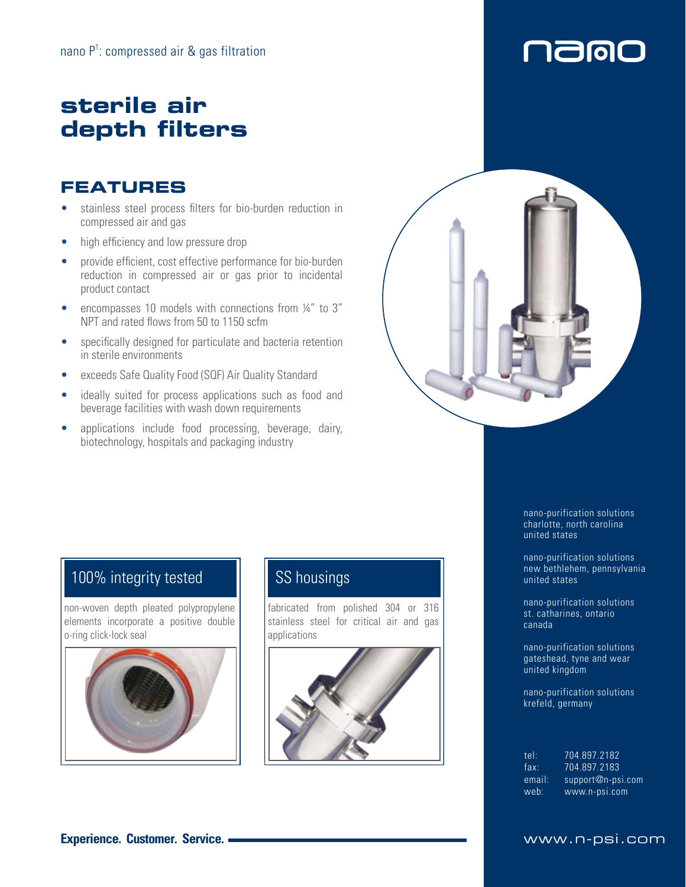nano P[1]: compressed air & gas filtration

nano

# sterile air depth filters

## FEATURES

- stainless steel process filters for bio-burden reduction in compressed air and gas
- high efficiency and low pressure drop
- provide efficient, cost effective performance for bio-burden reduction in compressed air or gas prior to incidental product contact
- encompasses 10 models with connections from ¼" to 3" NPT and rated flows from 50 to 1150 scfm
- specifically designed for particulate and bacteria retention in sterile environments
- exceeds Safe Quality Food (SQF) Air Quality Standard
- ideally suited for process applications such as food and beverage facilities with wash down requirements
- applications include food processing, beverage, dairy, biotechnology, hospitals and packaging industry

### 100% integrity tested

non-woven depth pleated polypropylene elements incorporate a positive double o-ring click-lock seal

### SS housings

fabricated from polished 304 or 316 stainless steel for critical air and gas applications

nano-purification solutions
charlotte, north carolina
united states

nano-purification solutions
new bethlehem, pennsylvania
united states

nano-purification solutions
st. catharines, ontario
canada

nano-purification solutions
gateshead, tyne and wear
united kingdom

nano-purification solutions
krefeld, germany

| | |
|---|---|
| tel: | 704.897.2182 |
| fax: | 704.897.2183 |
| email: | support@n-psi.com |
| web: | www.n-psi.com |

**Experience. Customer. Service.**

www.n-psi.com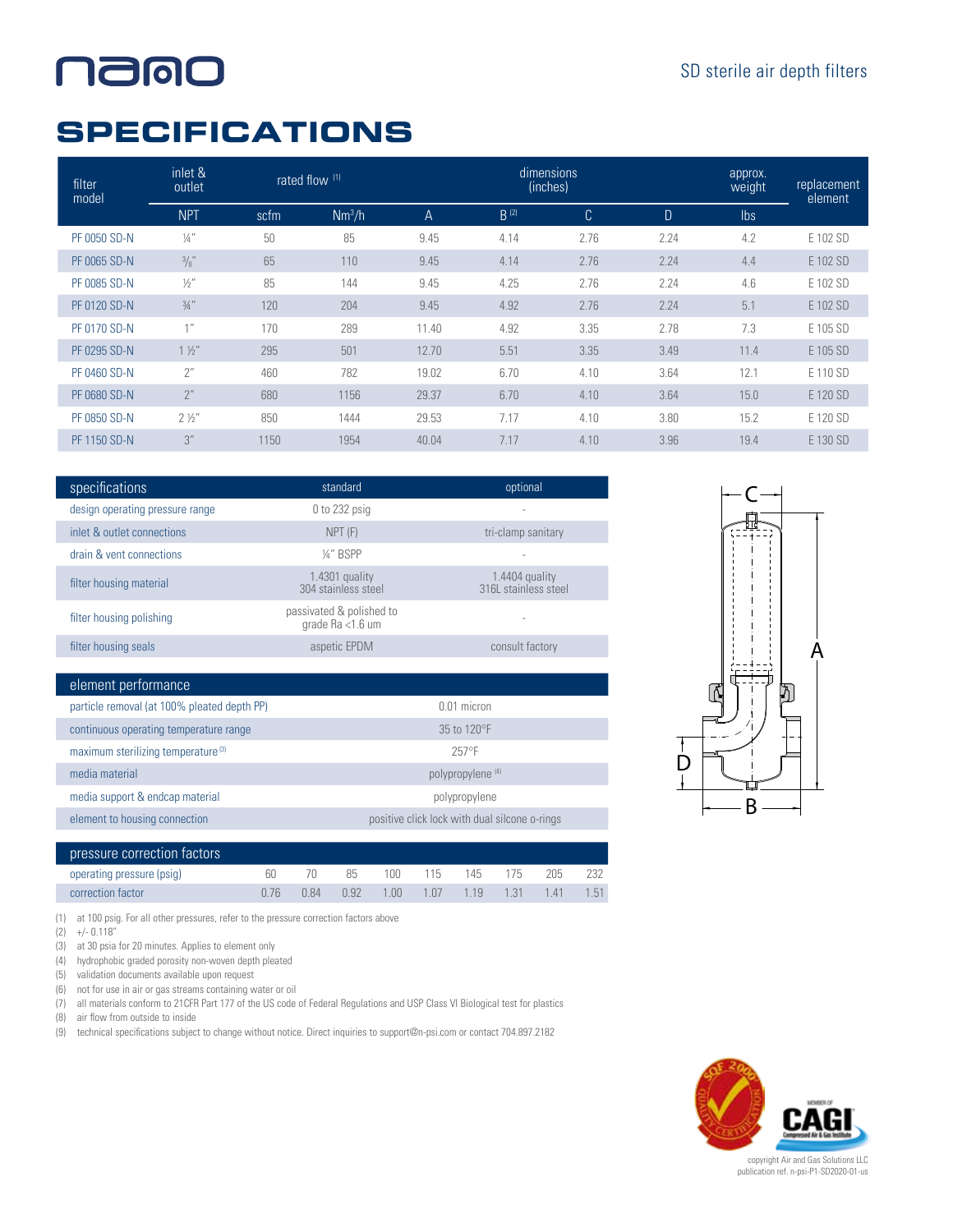# SPECIFICATIONS

| filter model | inlet & outlet | rated flow [1] | | dimensions (inches) | | | | approx. weight | replacement element |
|---|---|---|---|---|---|---|---|---|---|
| | NPT | scfm | Nm³/h | A | B [2] | C | D | lbs | |
| PF 0050 SD-N | ¼" | 50 | 85 | 9.45 | 4.14 | 2.76 | 2.24 | 4.2 | E 102 SD |
| PF 0065 SD-N | ⅜" | 65 | 110 | 9.45 | 4.14 | 2.76 | 2.24 | 4.4 | E 102 SD |
| PF 0085 SD-N | ½" | 85 | 144 | 9.45 | 4.25 | 2.76 | 2.24 | 4.6 | E 102 SD |
| PF 0120 SD-N | ¾" | 120 | 204 | 9.45 | 4.92 | 2.76 | 2.24 | 5.1 | E 102 SD |
| PF 0170 SD-N | 1" | 170 | 289 | 11.40 | 4.92 | 3.35 | 2.78 | 7.3 | E 105 SD |
| PF 0295 SD-N | 1 ½" | 295 | 501 | 12.70 | 5.51 | 3.35 | 3.49 | 11.4 | E 105 SD |
| PF 0460 SD-N | 2" | 460 | 782 | 19.02 | 6.70 | 4.10 | 3.64 | 12.1 | E 110 SD |
| PF 0680 SD-N | 2" | 680 | 1156 | 29.37 | 6.70 | 4.10 | 3.64 | 15.0 | E 120 SD |
| PF 0850 SD-N | 2 ½" | 850 | 1444 | 29.53 | 7.17 | 4.10 | 3.80 | 15.2 | E 120 SD |
| PF 1150 SD-N | 3" | 1150 | 1954 | 40.04 | 7.17 | 4.10 | 3.96 | 19.4 | E 130 SD |

| specifications | standard | optional |
|---|---|---|
| design operating pressure range | 0 to 232 psig | - |
| inlet & outlet connections | NPT (F) | tri-clamp sanitary |
| drain & vent connections | ¼" BSPP | - |
| filter housing material | 1.4301 quality 304 stainless steel | 1.4404 quality 316L stainless steel |
| filter housing polishing | passivated & polished to grade Ra <1.6 um | - |
| filter housing seals | aspetic EPDM | consult factory |

| element performance | |
|---|---|
| particle removal (at 100% pleated depth PP) | 0.01 micron |
| continuous operating temperature range | 35 to 120°F |
| maximum sterilizing temperature [3] | 257°F |
| media material | polypropylene [4] |
| media support & endcap material | polypropylene |
| element to housing connection | positive click lock with dual silcone o-rings |

| pressure correction factors | | | | | | | | | |
|---|---|---|---|---|---|---|---|---|---|
| operating pressure (psig) | 60 | 70 | 85 | 100 | 115 | 145 | 175 | 205 | 232 |
| correction factor | 0.76 | 0.84 | 0.92 | 1.00 | 1.07 | 1.19 | 1.31 | 1.41 | 1.51 |

C

A

D

B

(1) at 100 psig. For all other pressures, refer to the pressure correction factors above
(2) +/- 0.118"
(3) at 30 psia for 20 minutes. Applies to element only
(4) hydrophobic graded porosity non-woven depth pleated
(5) validation documents available upon request
(6) not for use in air or gas streams containing water or oil
(7) all materials conform to 21CFR Part 177 of the US code of Federal Regulations and USP Class VI Biological test for plastics
(8) air flow from outside to inside
(9) technical specifications subject to change without notice. Direct inquiries to support@n-psi.com or contact 704.897.2182

copyright Air and Gas Solutions LLC
publication ref. n-psi-P1-SD2020-01-us